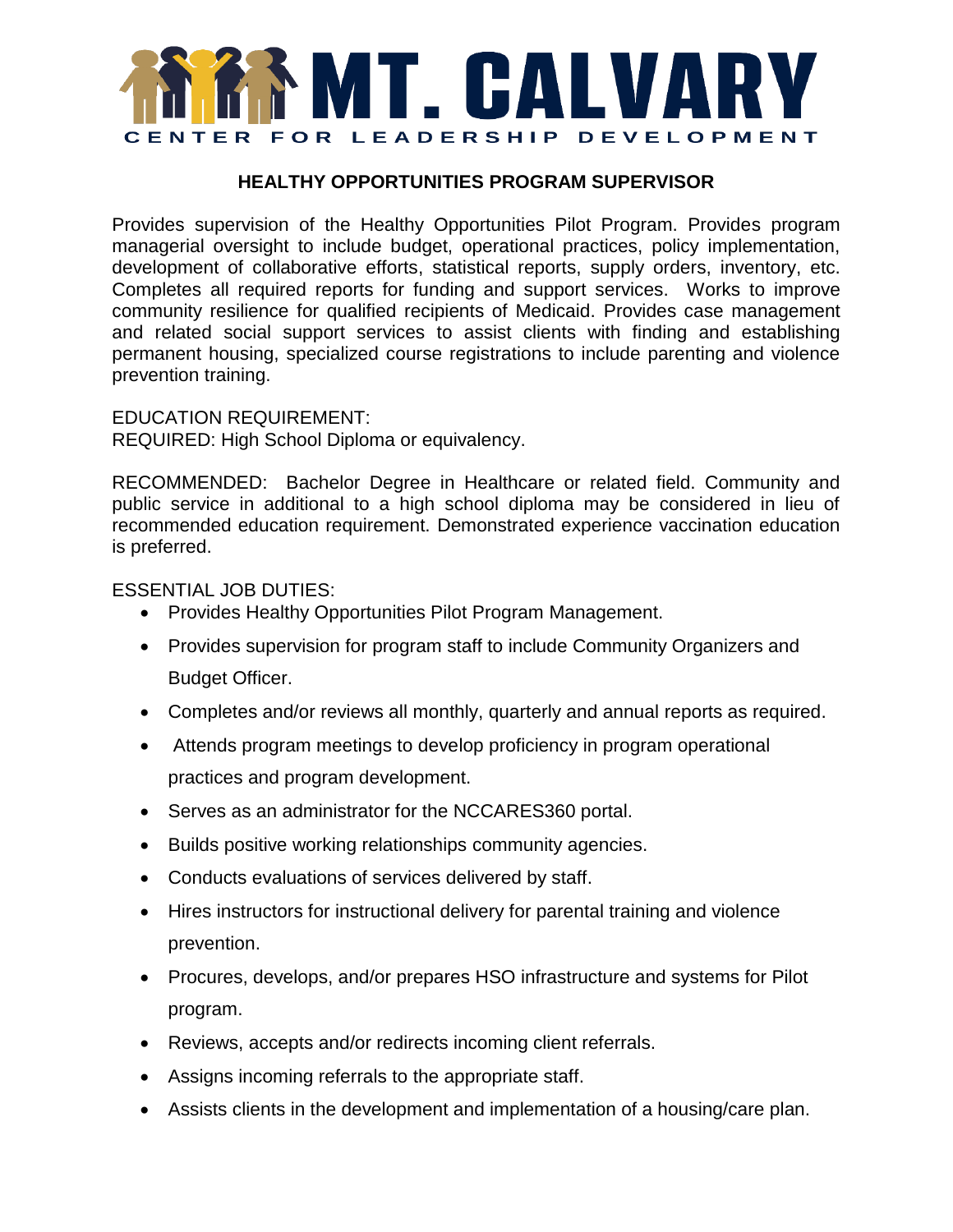# MT. CALVARY

CENTER FOR LEADERSHIP DEVELOPMENT

## HEALTHY OPPORTUNITIES PROGRAM SUPERVISOR

Provides supervision of the Healthy Opportunities Pilot Program. Provides program managerial oversight to include budget, operational practices, policy implementation, development of collaborative efforts, statistical reports, supply orders, inventory, etc. Completes all required reports for funding and support services. Works to improve community resilience for qualified recipients of Medicaid. Provides case management and related social support services to assist clients with finding and establishing permanent housing, specialized course registrations to include parenting and violence prevention training.

EDUCATION REQUIREMENT:
REQUIRED: High School Diploma or equivalency.

RECOMMENDED: Bachelor Degree in Healthcare or related field. Community and public service in additional to a high school diploma may be considered in lieu of recommended education requirement. Demonstrated experience vaccination education is preferred.

ESSENTIAL JOB DUTIES:

- Provides Healthy Opportunities Pilot Program Management.
- Provides supervision for program staff to include Community Organizers and Budget Officer.
- Completes and/or reviews all monthly, quarterly and annual reports as required.
- Attends program meetings to develop proficiency in program operational practices and program development.
- Serves as an administrator for the NCCARES360 portal.
- Builds positive working relationships community agencies.
- Conducts evaluations of services delivered by staff.
- Hires instructors for instructional delivery for parental training and violence prevention.
- Procures, develops, and/or prepares HSO infrastructure and systems for Pilot program.
- Reviews, accepts and/or redirects incoming client referrals.
- Assigns incoming referrals to the appropriate staff.
- Assists clients in the development and implementation of a housing/care plan.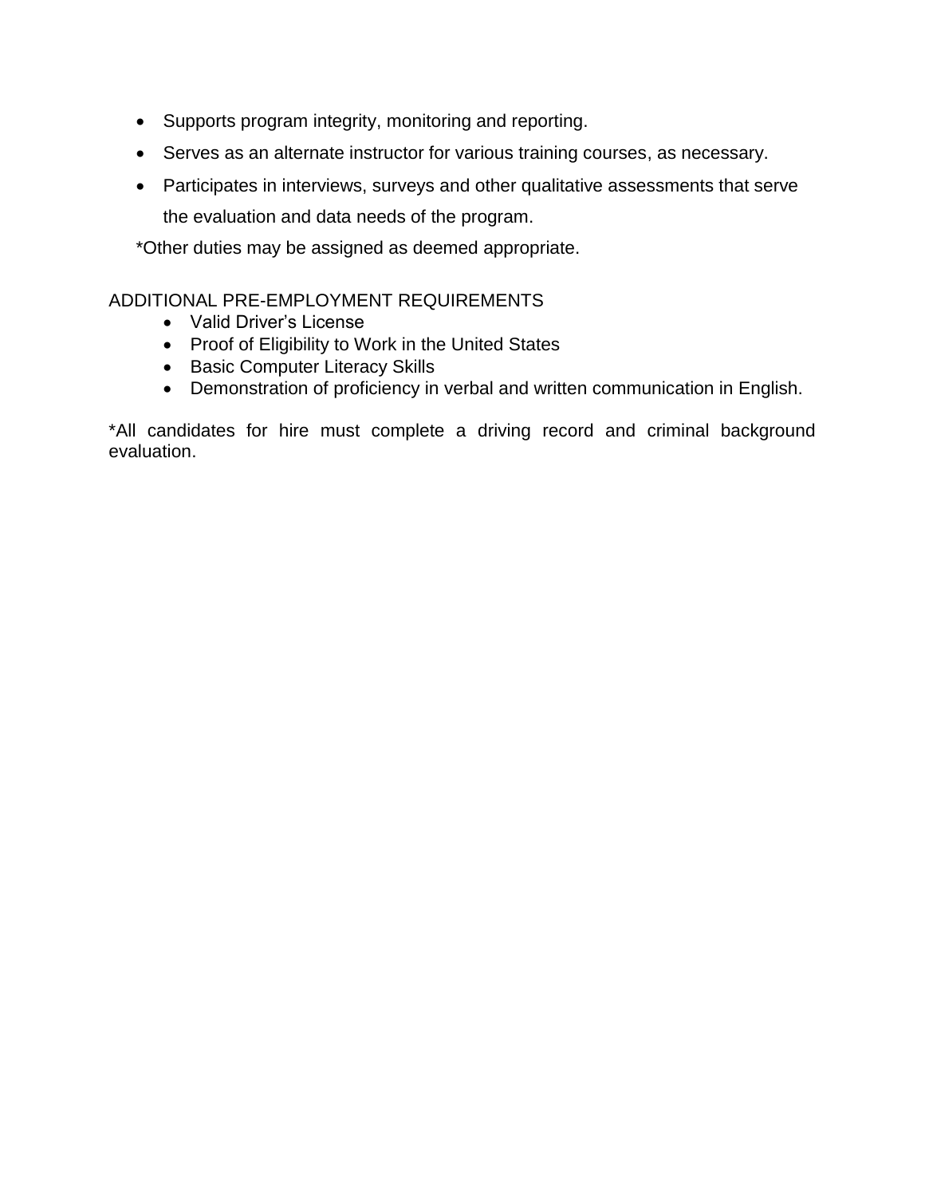- Supports program integrity, monitoring and reporting.
- Serves as an alternate instructor for various training courses, as necessary.
- Participates in interviews, surveys and other qualitative assessments that serve the evaluation and data needs of the program.

*Other duties may be assigned as deemed appropriate.

## ADDITIONAL PRE-EMPLOYMENT REQUIREMENTS

- Valid Driver's License
- Proof of Eligibility to Work in the United States
- Basic Computer Literacy Skills
- Demonstration of proficiency in verbal and written communication in English.

*All candidates for hire must complete a driving record and criminal background evaluation.